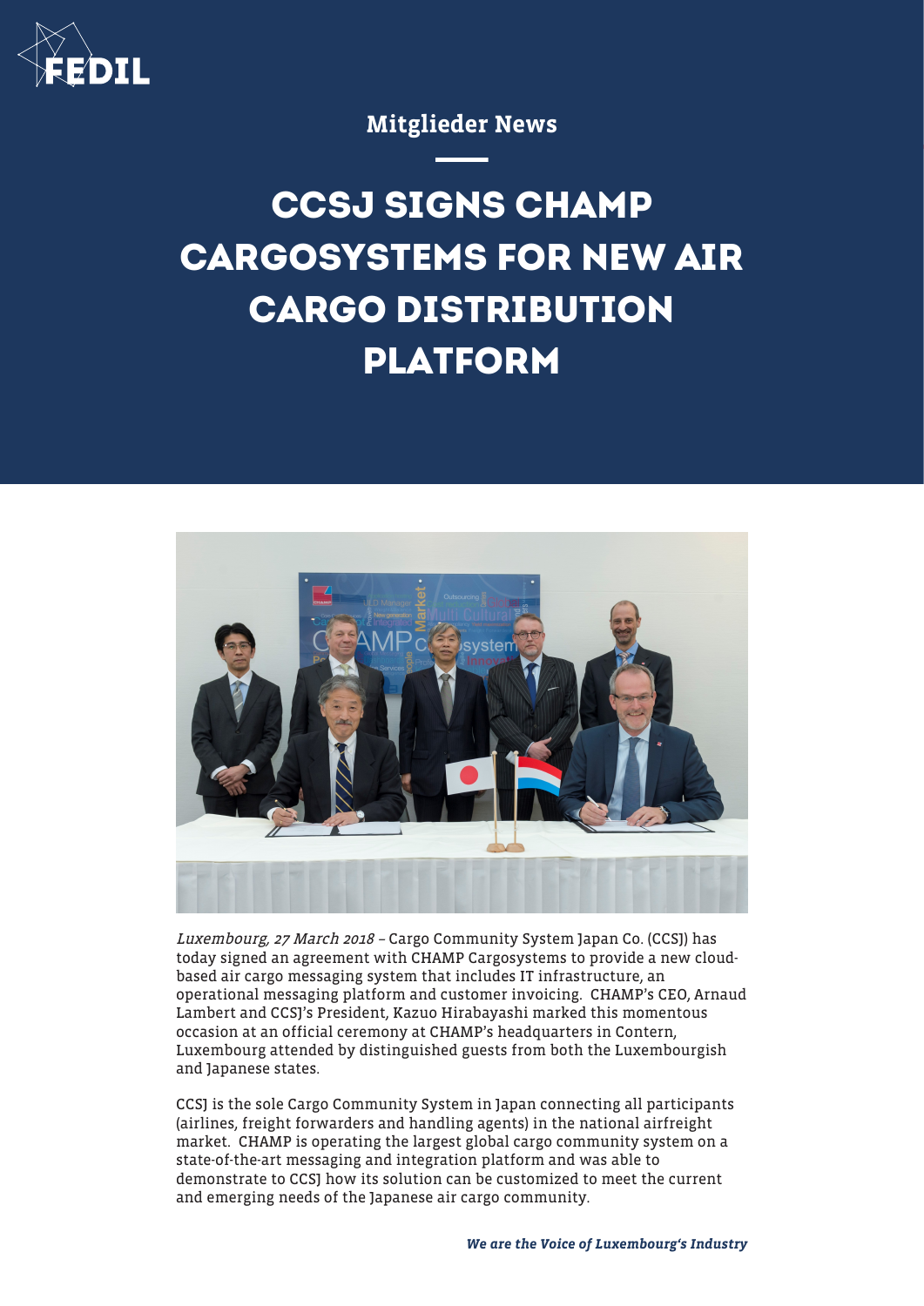Mitglieder News

# CCSJ SIGNS CHAMP CARGOSYSTEMS FOR NEW AIR CARGO DISTRIBUTION PLATFORM

*Luxembourg, 27 March 2018* – Cargo Community System Japan Co. (CCSJ) has today signed an agreement with CHAMP Cargosystems to provide a new cloud-based air cargo messaging system that includes IT infrastructure, an operational messaging platform and customer invoicing. CHAMP's CEO, Arnaud Lambert and CCSJ's President, Kazuo Hirabayashi marked this momentous occasion at an official ceremony at CHAMP's headquarters in Contern, Luxembourg attended by distinguished guests from both the Luxembourgish and Japanese states.

CCSJ is the sole Cargo Community System in Japan connecting all participants (airlines, freight forwarders and handling agents) in the national airfreight market. CHAMP is operating the largest global cargo community system on a state-of-the-art messaging and integration platform and was able to demonstrate to CCSJ how its solution can be customized to meet the current and emerging needs of the Japanese air cargo community.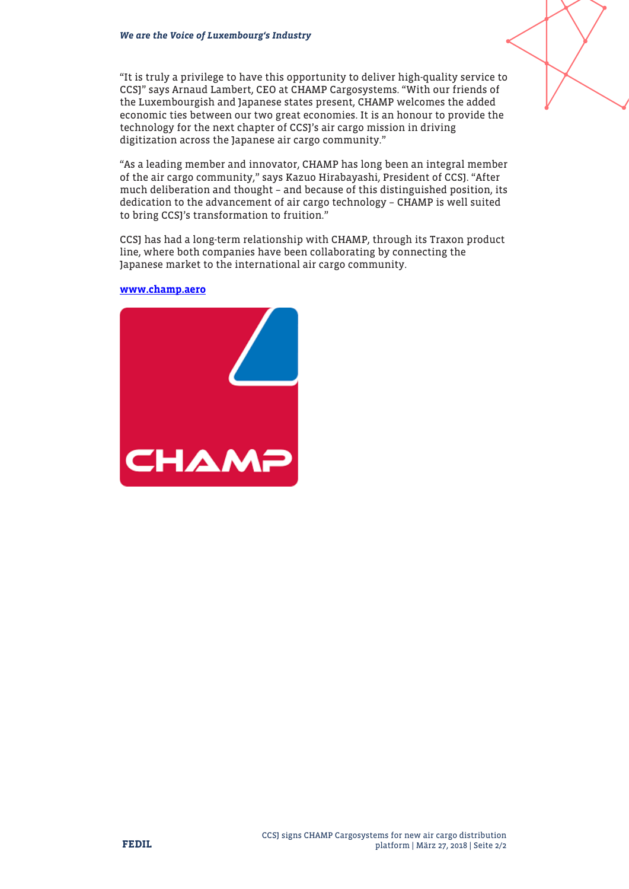“It is truly a privilege to have this opportunity to deliver high-quality service to CCSJ” says Arnaud Lambert, CEO at CHAMP Cargosystems. “With our friends of the Luxembourgish and Japanese states present, CHAMP welcomes the added economic ties between our two great economies. It is an honour to provide the technology for the next chapter of CCSJ’s air cargo mission in driving digitization across the Japanese air cargo community.”

“As a leading member and innovator, CHAMP has long been an integral member of the air cargo community,” says Kazuo Hirabayashi, President of CCSJ. “After much deliberation and thought – and because of this distinguished position, its dedication to the advancement of air cargo technology – CHAMP is well suited to bring CCSJ’s transformation to fruition.”

CCSJ has had a long-term relationship with CHAMP, through its Traxon product line, where both companies have been collaborating by connecting the Japanese market to the international air cargo community.

**[www.champ.aero](http://www.champ.aero)**